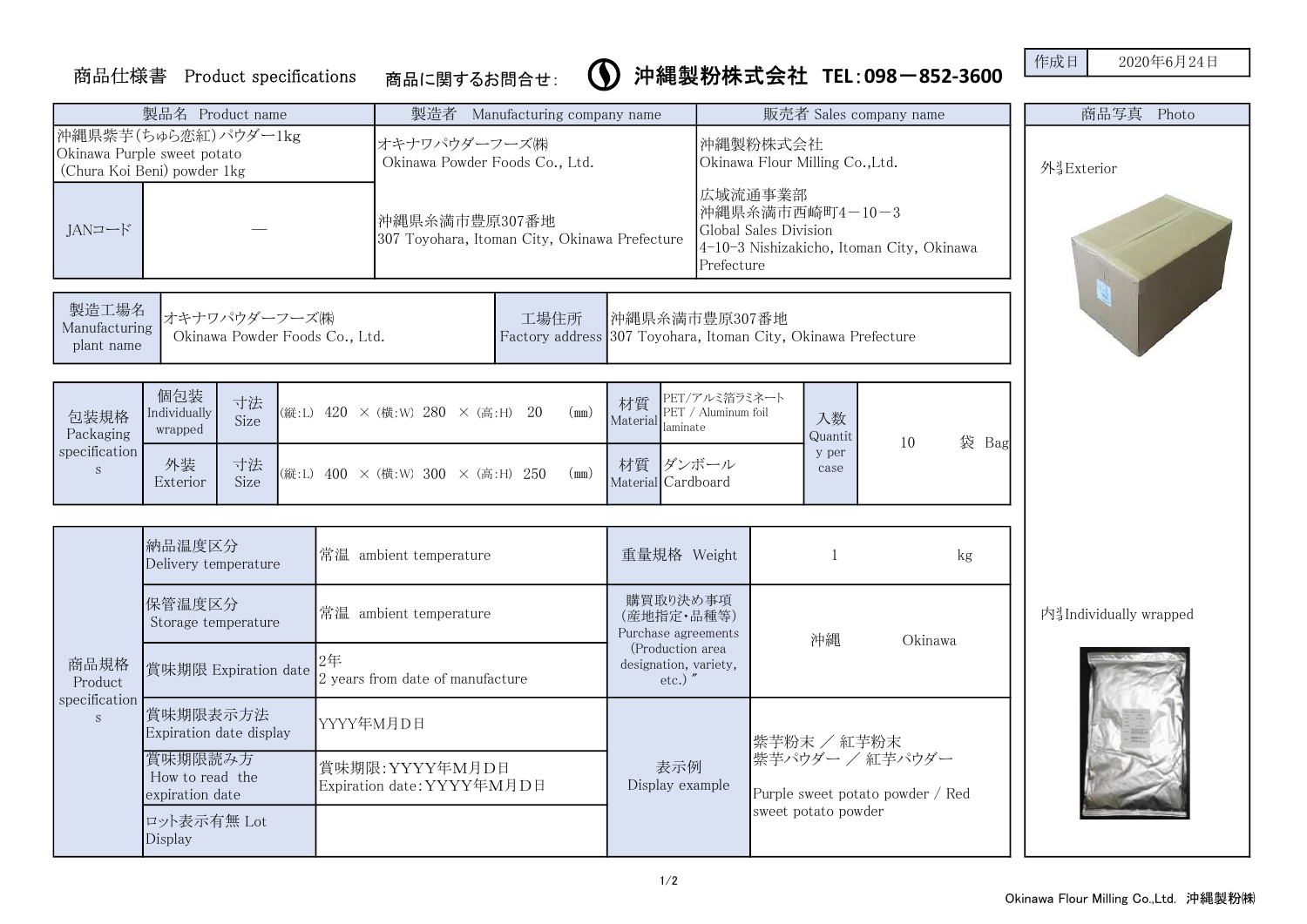商品仕様書　Product specifications　　商品に関するお問合せ：　沖縄製粉株式会社　TEL：098－852-3600

| 作成日 | 2020年6月24日 |
|---|---|

| 製品名 Product name | | 製造者 Manufacturing company name | 販売者 Sales company name |
|---|---|---|---|
| 沖縄県紫芋(ちゅら恋紅)パウダー1kg<br>Okinawa Purple sweet potato (Chura Koi Beni) powder 1kg | | オキナワパウダーフーズ㈱<br>Okinawa Powder Foods Co., Ltd. | 沖縄製粉株式会社<br>Okinawa Flour Milling Co.,Ltd. |
| JANコード | — | 沖縄県糸満市豊原307番地<br>307 Toyohara, Itoman City, Okinawa Prefecture | 広域流通事業部<br>沖縄県糸満市西崎町4－10－3<br>Global Sales Division<br>4-10-3 Nishizakicho, Itoman City, Okinawa Prefecture |

| 製造工場名 Manufacturing plant name | オキナワパウダーフーズ㈱<br>Okinawa Powder Foods Co., Ltd. | 工場住所 Factory address | 沖縄県糸満市豊原307番地<br>307 Toyohara, Itoman City, Okinawa Prefecture |
|---|---|---|---|

| 包装規格 Packaging specifications | | | | | | |
|---|---|---|---|---|---|---|
| 個包装 Individually wrapped | 寸法 Size | (縦:L) 420 ×(横:W) 280 ×(高:H) 20 (㎜) | 材質 Material | PET/アルミ箔ラミネート<br>PET / Aluminum foil laminate | 入数 Quantity per case | 10 袋 Bag |
| 外装 Exterior | 寸法 Size | (縦:L) 400 ×(横:W) 300 ×(高:H) 250 (㎜) | 材質 Material | ダンボール<br>Cardboard | | |

| 商品規格 Product specifications | | | |
|---|---|---|---|
| 納品温度区分<br>Delivery temperature | 常温 ambient temperature | 重量規格 Weight | 1 kg |
| 保管温度区分<br>Storage temperature | 常温 ambient temperature | 購買取り決め事項(産地指定・品種等)<br>Purchase agreements (Production area designation, variety, etc.) | 沖縄 Okinawa |
| 賞味期限 Expiration date | 2年<br>2 years from date of manufacture | | |
| 賞味期限表示方法<br>Expiration date display | YYYY年M月D日 | 表示例<br>Display example | 紫芋粉末 ／ 紅芋粉末<br>紫芋パウダー ／ 紅芋パウダー<br><br>Purple sweet potato powder / Red sweet potato powder |
| 賞味期限読み方<br>How to read the expiration date | 賞味期限:YYYY年M月D日<br>Expiration date:YYYY年M月D日 | | |
| ロット表示有無 Lot Display | | | |

| 商品写真 Photo |
|---|
| 外装Exterior |
| 内装Individually wrapped |

Okinawa Flour Milling Co.,Ltd. 沖縄製粉㈱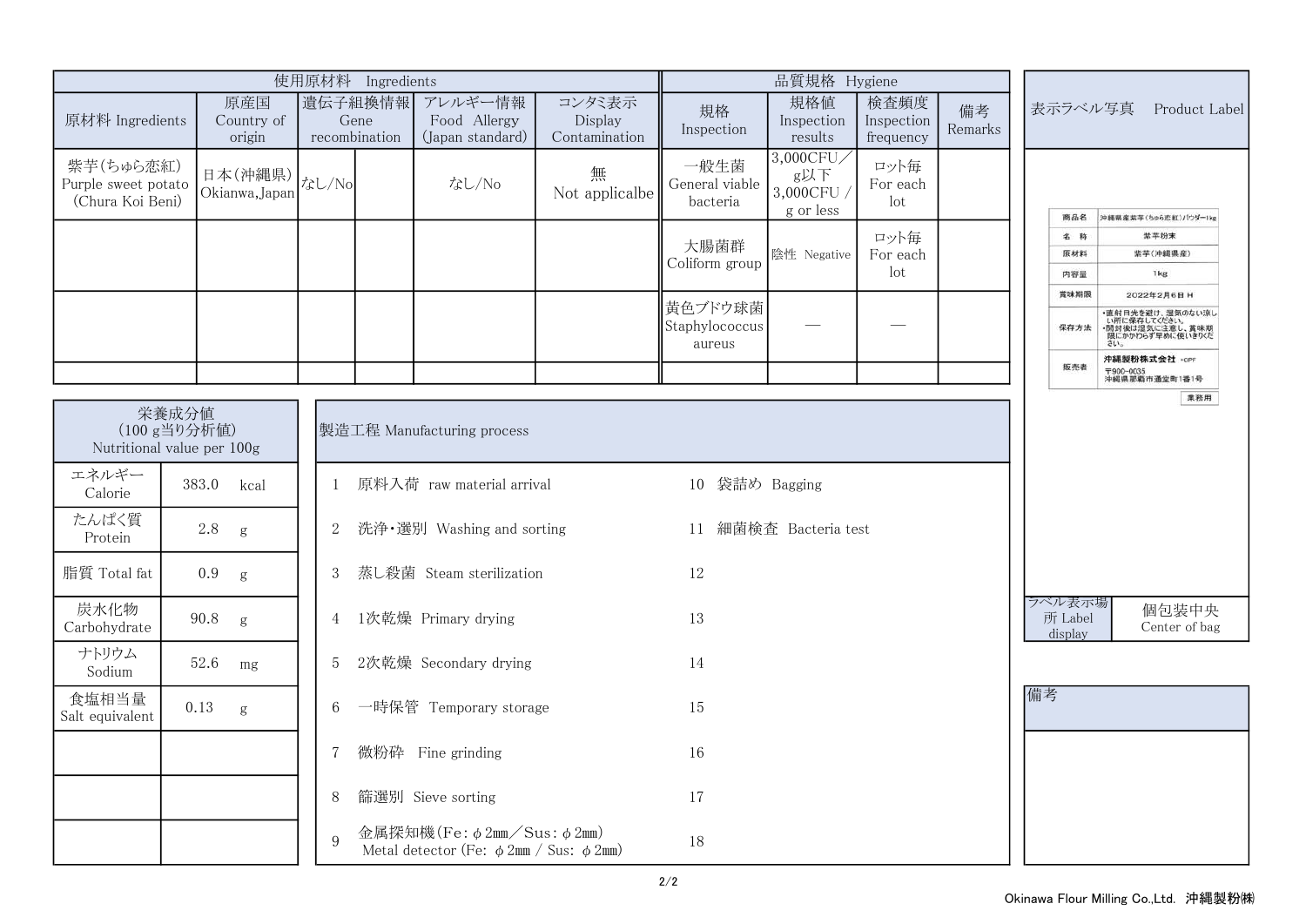| 使用原材料　Ingredients | | | | | | | 品質規格　Hygiene | | | |
|---|---|---|---|---|---|---|---|---|---|---|
| 原材料 Ingredients | 原産国 Country of origin | 遺伝子組換情報 Gene recombination | | アレルギー情報 Food Allergy (Japan standard) | | コンタミ表示 Display Contamination | 規格 Inspection | 規格値 Inspection results | 検査頻度 Inspection frequency | 備考 Remarks |
| 紫芋(ちゅら恋紅) Purple sweet potato (Chura Koi Beni) | 日本(沖縄県) Okianwa,Japan | なし/No | | なし/No | | 無 Not applicalbe | 一般生菌 General viable bacteria | 3,000CFU／g以下 3,000CFU / g or less | ロット毎 For each lot | |
| | | | | | | | 大腸菌群 Coliform group | 陰性 Negative | ロット毎 For each lot | |
| | | | | | | | 黄色ブドウ球菌 Staphylococcus aureus | — | — | |
| | | | | | | | | | | |

| 表示ラベル写真　Product Label | |
|---|---|
| 商品名 | 沖縄県産紫芋(ちゅら恋紅)パウダー1kg |
| 名 称 | 紫芋粉末 |
| 原材料 | 紫芋(沖縄県産) |
| 内容量 | 1kg |
| 賞味期限 | 2022年2月6日 H |
| 保存方法 | ・直射日光を避け、湿気のない涼しい所に保存してください。・開封後は湿気に注意し、賞味期限にかかわらず早めに使いきりください。 |
| 販売者 | 沖縄製粉株式会社 〒900-0035 沖縄県那覇市通堂町1番1号 |
| | 業務用 |
| ラベル表示場所 Label display | 個包装中央 Center of bag |

| 栄養成分値 (100 g当り分析値) Nutritional value per 100g | | |
|---|---|---|
| エネルギー Calorie | 383.0 | kcal |
| たんぱく質 Protein | 2.8 | g |
| 脂質 Total fat | 0.9 | g |
| 炭水化物 Carbohydrate | 90.8 | g |
| ナトリウム Sodium | 52.6 | mg |
| 食塩相当量 Salt equivalent | 0.13 | g |
| | | |
| | | |
| | | |

| 製造工程 Manufacturing process | |
|---|---|
| 1　原料入荷　raw material arrival | 10　袋詰め　Bagging |
| 2　洗浄・選別　Washing and sorting | 11　細菌検査　Bacteria test |
| 3　蒸し殺菌　Steam sterilization | 12 |
| 4　1次乾燥　Primary drying | 13 |
| 5　2次乾燥　Secondary drying | 14 |
| 6　一時保管　Temporary storage | 15 |
| 7　微粉砕　Fine grinding | 16 |
| 8　篩選別　Sieve sorting | 17 |
| 9　金属探知機(Fe: φ2㎜／Sus: φ2㎜) Metal detector (Fe: φ2㎜ / Sus: φ2㎜) | 18 |

| 備考 |
|---|
| |

Okinawa Flour Milling Co.,Ltd.　沖縄製粉㈱